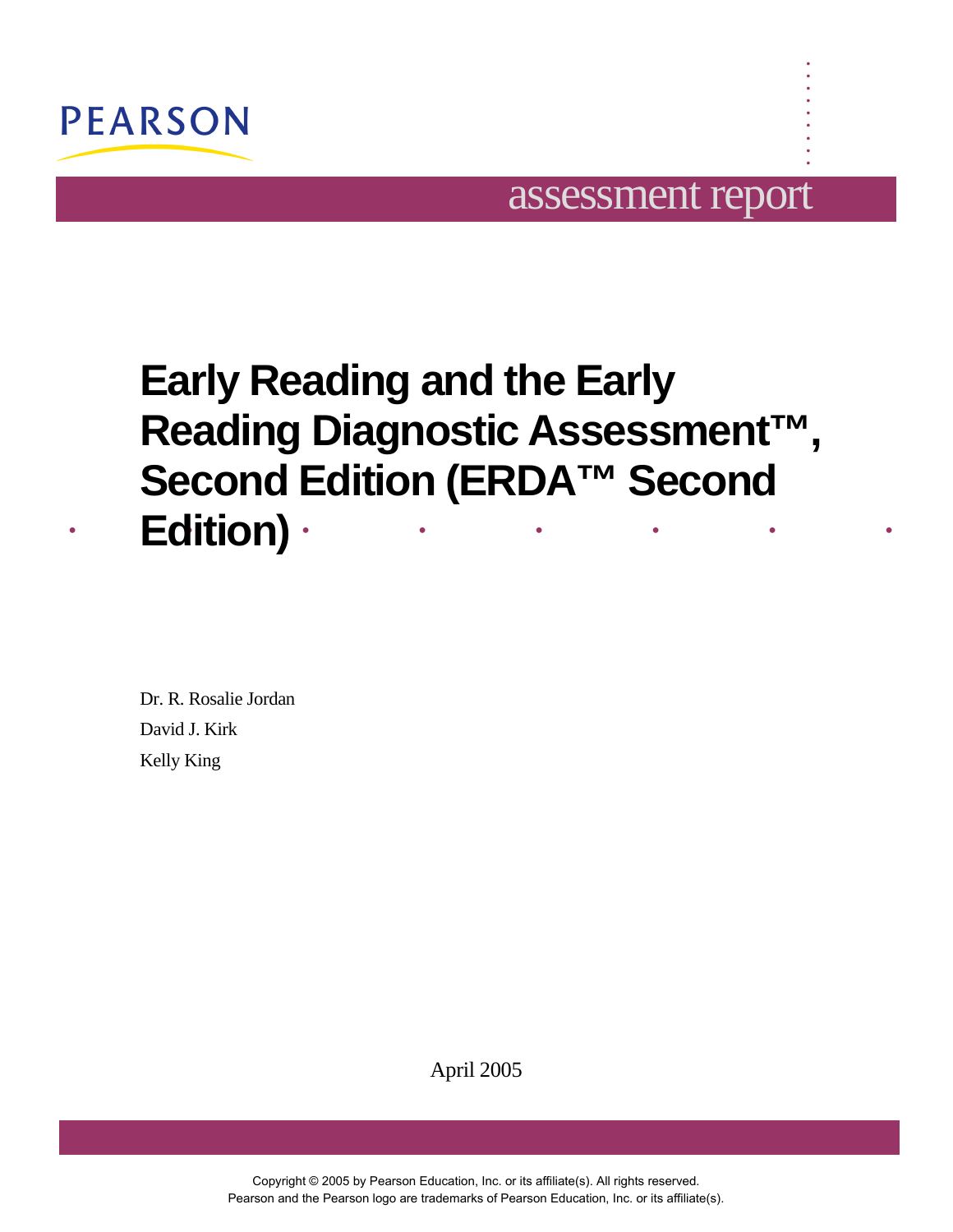PEARSON

assessment report

# Early Reading and the Early Reading Diagnostic Assessment™, Second Edition (ERDA™ Second Edition)

Dr. R. Rosalie Jordan

David J. Kirk

Kelly King

April 2005

Copyright © 2005 by Pearson Education, Inc. or its affiliate(s). All rights reserved.
Pearson and the Pearson logo are trademarks of Pearson Education, Inc. or its affiliate(s).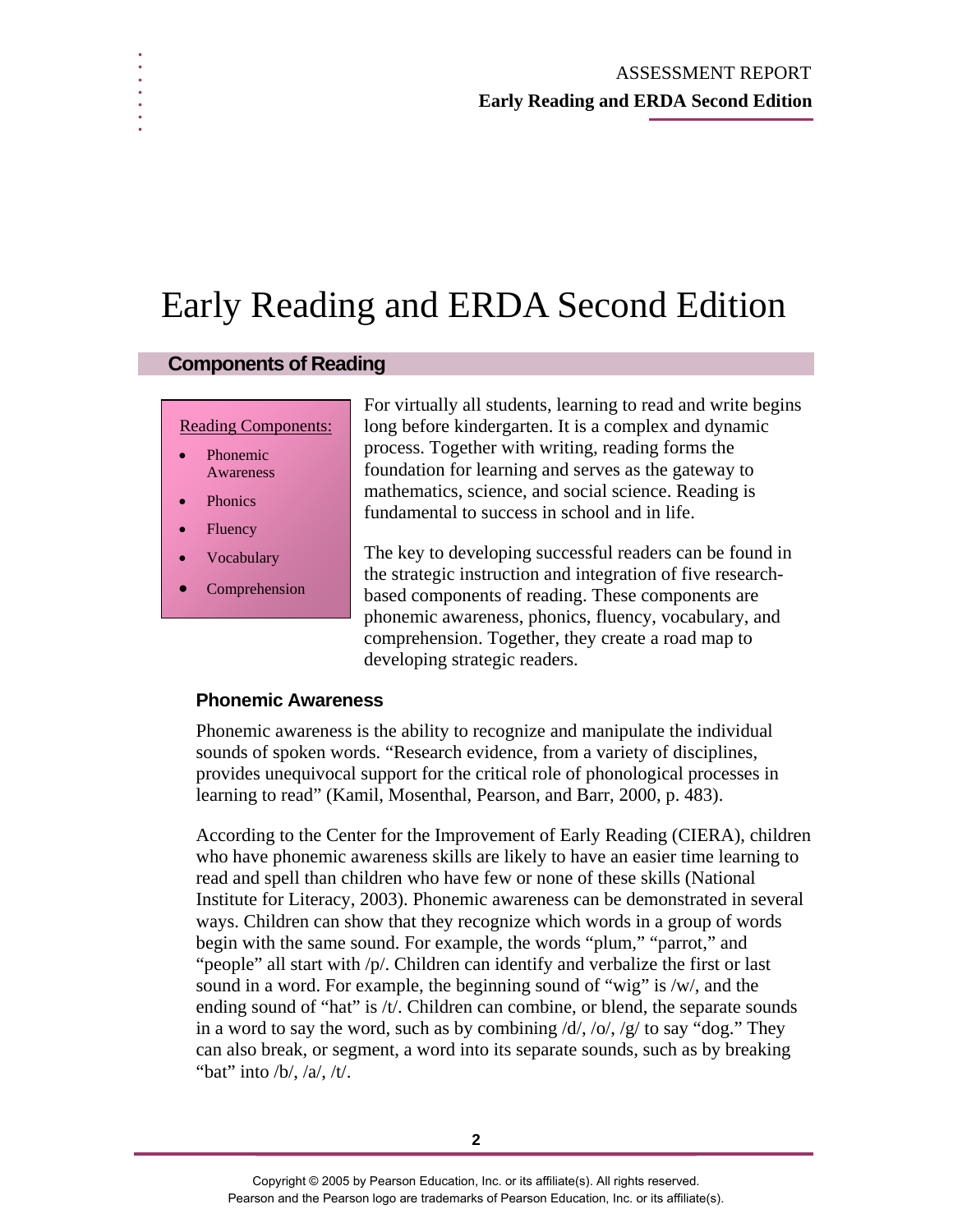# Early Reading and ERDA Second Edition

## Components of Reading

Reading Components:

- Phonemic Awareness
- Phonics
- Fluency
- Vocabulary
- Comprehension

For virtually all students, learning to read and write begins long before kindergarten. It is a complex and dynamic process. Together with writing, reading forms the foundation for learning and serves as the gateway to mathematics, science, and social science. Reading is fundamental to success in school and in life.

The key to developing successful readers can be found in the strategic instruction and integration of five research-based components of reading. These components are phonemic awareness, phonics, fluency, vocabulary, and comprehension. Together, they create a road map to developing strategic readers.

### Phonemic Awareness

Phonemic awareness is the ability to recognize and manipulate the individual sounds of spoken words. "Research evidence, from a variety of disciplines, provides unequivocal support for the critical role of phonological processes in learning to read" (Kamil, Mosenthal, Pearson, and Barr, 2000, p. 483).

According to the Center for the Improvement of Early Reading (CIERA), children who have phonemic awareness skills are likely to have an easier time learning to read and spell than children who have few or none of these skills (National Institute for Literacy, 2003). Phonemic awareness can be demonstrated in several ways. Children can show that they recognize which words in a group of words begin with the same sound. For example, the words "plum," "parrot," and "people" all start with /p/. Children can identify and verbalize the first or last sound in a word. For example, the beginning sound of "wig" is /w/, and the ending sound of "hat" is /t/. Children can combine, or blend, the separate sounds in a word to say the word, such as by combining /d/, /o/, /g/ to say "dog." They can also break, or segment, a word into its separate sounds, such as by breaking "bat" into /b/, /a/, /t/.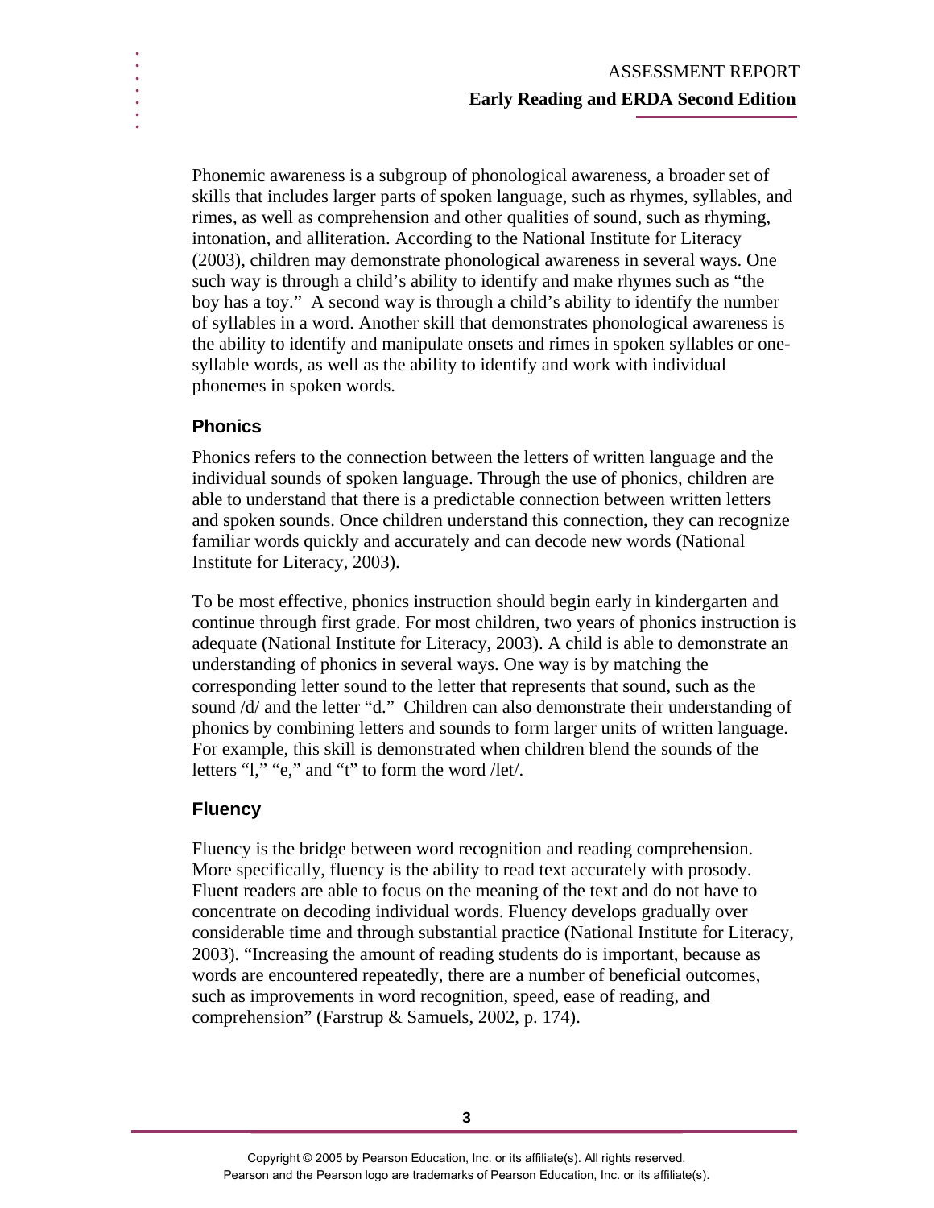Phonemic awareness is a subgroup of phonological awareness, a broader set of skills that includes larger parts of spoken language, such as rhymes, syllables, and rimes, as well as comprehension and other qualities of sound, such as rhyming, intonation, and alliteration. According to the National Institute for Literacy (2003), children may demonstrate phonological awareness in several ways. One such way is through a child's ability to identify and make rhymes such as "the boy has a toy." A second way is through a child's ability to identify the number of syllables in a word. Another skill that demonstrates phonological awareness is the ability to identify and manipulate onsets and rimes in spoken syllables or one-syllable words, as well as the ability to identify and work with individual phonemes in spoken words.

## Phonics

Phonics refers to the connection between the letters of written language and the individual sounds of spoken language. Through the use of phonics, children are able to understand that there is a predictable connection between written letters and spoken sounds. Once children understand this connection, they can recognize familiar words quickly and accurately and can decode new words (National Institute for Literacy, 2003).

To be most effective, phonics instruction should begin early in kindergarten and continue through first grade. For most children, two years of phonics instruction is adequate (National Institute for Literacy, 2003). A child is able to demonstrate an understanding of phonics in several ways. One way is by matching the corresponding letter sound to the letter that represents that sound, such as the sound /d/ and the letter "d." Children can also demonstrate their understanding of phonics by combining letters and sounds to form larger units of written language. For example, this skill is demonstrated when children blend the sounds of the letters "l," "e," and "t" to form the word /let/.

## Fluency

Fluency is the bridge between word recognition and reading comprehension. More specifically, fluency is the ability to read text accurately with prosody. Fluent readers are able to focus on the meaning of the text and do not have to concentrate on decoding individual words. Fluency develops gradually over considerable time and through substantial practice (National Institute for Literacy, 2003). "Increasing the amount of reading students do is important, because as words are encountered repeatedly, there are a number of beneficial outcomes, such as improvements in word recognition, speed, ease of reading, and comprehension" (Farstrup & Samuels, 2002, p. 174).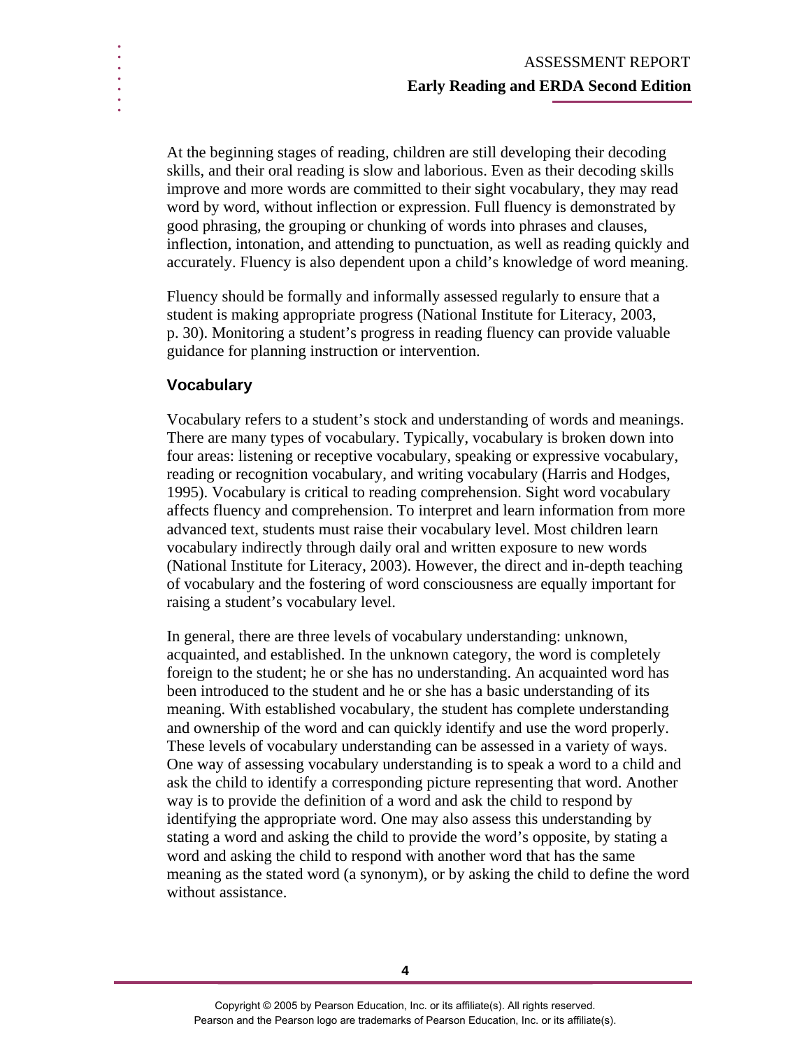At the beginning stages of reading, children are still developing their decoding skills, and their oral reading is slow and laborious. Even as their decoding skills improve and more words are committed to their sight vocabulary, they may read word by word, without inflection or expression. Full fluency is demonstrated by good phrasing, the grouping or chunking of words into phrases and clauses, inflection, intonation, and attending to punctuation, as well as reading quickly and accurately. Fluency is also dependent upon a child's knowledge of word meaning.

Fluency should be formally and informally assessed regularly to ensure that a student is making appropriate progress (National Institute for Literacy, 2003, p. 30). Monitoring a student's progress in reading fluency can provide valuable guidance for planning instruction or intervention.

### Vocabulary

Vocabulary refers to a student's stock and understanding of words and meanings. There are many types of vocabulary. Typically, vocabulary is broken down into four areas: listening or receptive vocabulary, speaking or expressive vocabulary, reading or recognition vocabulary, and writing vocabulary (Harris and Hodges, 1995). Vocabulary is critical to reading comprehension. Sight word vocabulary affects fluency and comprehension. To interpret and learn information from more advanced text, students must raise their vocabulary level. Most children learn vocabulary indirectly through daily oral and written exposure to new words (National Institute for Literacy, 2003). However, the direct and in-depth teaching of vocabulary and the fostering of word consciousness are equally important for raising a student's vocabulary level.

In general, there are three levels of vocabulary understanding: unknown, acquainted, and established. In the unknown category, the word is completely foreign to the student; he or she has no understanding. An acquainted word has been introduced to the student and he or she has a basic understanding of its meaning. With established vocabulary, the student has complete understanding and ownership of the word and can quickly identify and use the word properly. These levels of vocabulary understanding can be assessed in a variety of ways. One way of assessing vocabulary understanding is to speak a word to a child and ask the child to identify a corresponding picture representing that word. Another way is to provide the definition of a word and ask the child to respond by identifying the appropriate word. One may also assess this understanding by stating a word and asking the child to provide the word's opposite, by stating a word and asking the child to respond with another word that has the same meaning as the stated word (a synonym), or by asking the child to define the word without assistance.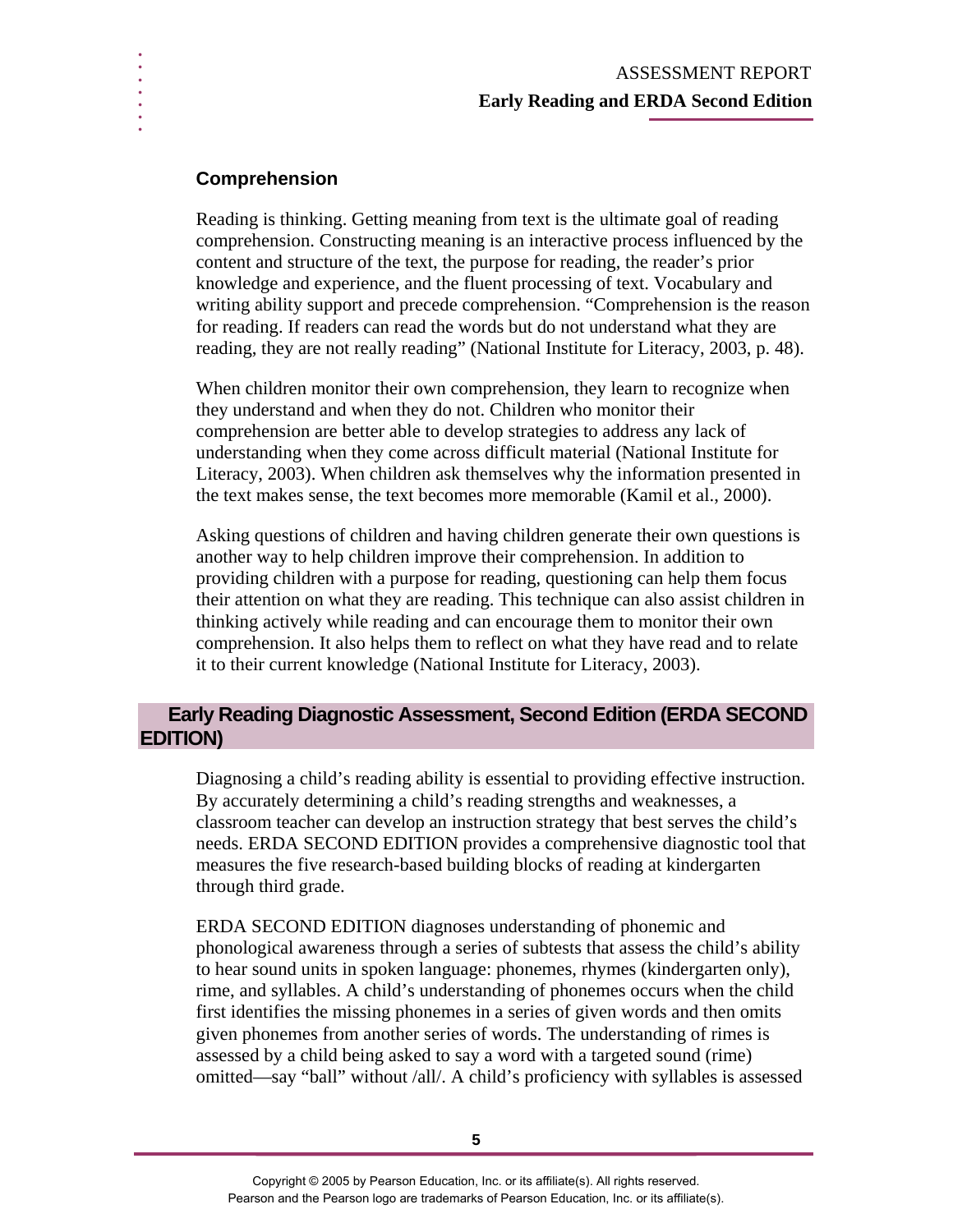### Comprehension

Reading is thinking. Getting meaning from text is the ultimate goal of reading comprehension. Constructing meaning is an interactive process influenced by the content and structure of the text, the purpose for reading, the reader's prior knowledge and experience, and the fluent processing of text. Vocabulary and writing ability support and precede comprehension. "Comprehension is the reason for reading. If readers can read the words but do not understand what they are reading, they are not really reading" (National Institute for Literacy, 2003, p. 48).

When children monitor their own comprehension, they learn to recognize when they understand and when they do not. Children who monitor their comprehension are better able to develop strategies to address any lack of understanding when they come across difficult material (National Institute for Literacy, 2003). When children ask themselves why the information presented in the text makes sense, the text becomes more memorable (Kamil et al., 2000).

Asking questions of children and having children generate their own questions is another way to help children improve their comprehension. In addition to providing children with a purpose for reading, questioning can help them focus their attention on what they are reading. This technique can also assist children in thinking actively while reading and can encourage them to monitor their own comprehension. It also helps them to reflect on what they have read and to relate it to their current knowledge (National Institute for Literacy, 2003).

## Early Reading Diagnostic Assessment, Second Edition (ERDA SECOND EDITION)

Diagnosing a child's reading ability is essential to providing effective instruction. By accurately determining a child's reading strengths and weaknesses, a classroom teacher can develop an instruction strategy that best serves the child's needs. ERDA SECOND EDITION provides a comprehensive diagnostic tool that measures the five research-based building blocks of reading at kindergarten through third grade.

ERDA SECOND EDITION diagnoses understanding of phonemic and phonological awareness through a series of subtests that assess the child's ability to hear sound units in spoken language: phonemes, rhymes (kindergarten only), rime, and syllables. A child's understanding of phonemes occurs when the child first identifies the missing phonemes in a series of given words and then omits given phonemes from another series of words. The understanding of rimes is assessed by a child being asked to say a word with a targeted sound (rime) omitted—say "ball" without /all/. A child's proficiency with syllables is assessed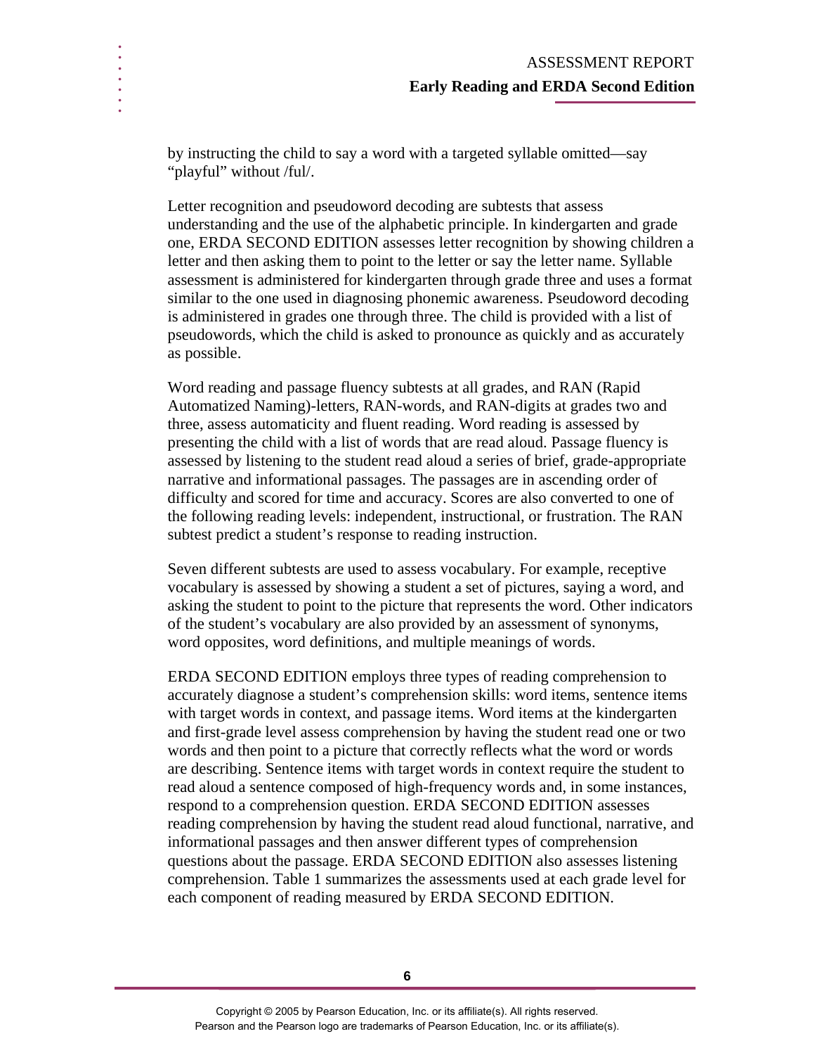by instructing the child to say a word with a targeted syllable omitted—say "playful" without /ful/.

Letter recognition and pseudoword decoding are subtests that assess understanding and the use of the alphabetic principle. In kindergarten and grade one, ERDA SECOND EDITION assesses letter recognition by showing children a letter and then asking them to point to the letter or say the letter name. Syllable assessment is administered for kindergarten through grade three and uses a format similar to the one used in diagnosing phonemic awareness. Pseudoword decoding is administered in grades one through three. The child is provided with a list of pseudowords, which the child is asked to pronounce as quickly and as accurately as possible.

Word reading and passage fluency subtests at all grades, and RAN (Rapid Automatized Naming)-letters, RAN-words, and RAN-digits at grades two and three, assess automaticity and fluent reading. Word reading is assessed by presenting the child with a list of words that are read aloud. Passage fluency is assessed by listening to the student read aloud a series of brief, grade-appropriate narrative and informational passages. The passages are in ascending order of difficulty and scored for time and accuracy. Scores are also converted to one of the following reading levels: independent, instructional, or frustration. The RAN subtest predict a student's response to reading instruction.

Seven different subtests are used to assess vocabulary. For example, receptive vocabulary is assessed by showing a student a set of pictures, saying a word, and asking the student to point to the picture that represents the word. Other indicators of the student's vocabulary are also provided by an assessment of synonyms, word opposites, word definitions, and multiple meanings of words.

ERDA SECOND EDITION employs three types of reading comprehension to accurately diagnose a student's comprehension skills: word items, sentence items with target words in context, and passage items. Word items at the kindergarten and first-grade level assess comprehension by having the student read one or two words and then point to a picture that correctly reflects what the word or words are describing. Sentence items with target words in context require the student to read aloud a sentence composed of high-frequency words and, in some instances, respond to a comprehension question. ERDA SECOND EDITION assesses reading comprehension by having the student read aloud functional, narrative, and informational passages and then answer different types of comprehension questions about the passage. ERDA SECOND EDITION also assesses listening comprehension. Table 1 summarizes the assessments used at each grade level for each component of reading measured by ERDA SECOND EDITION.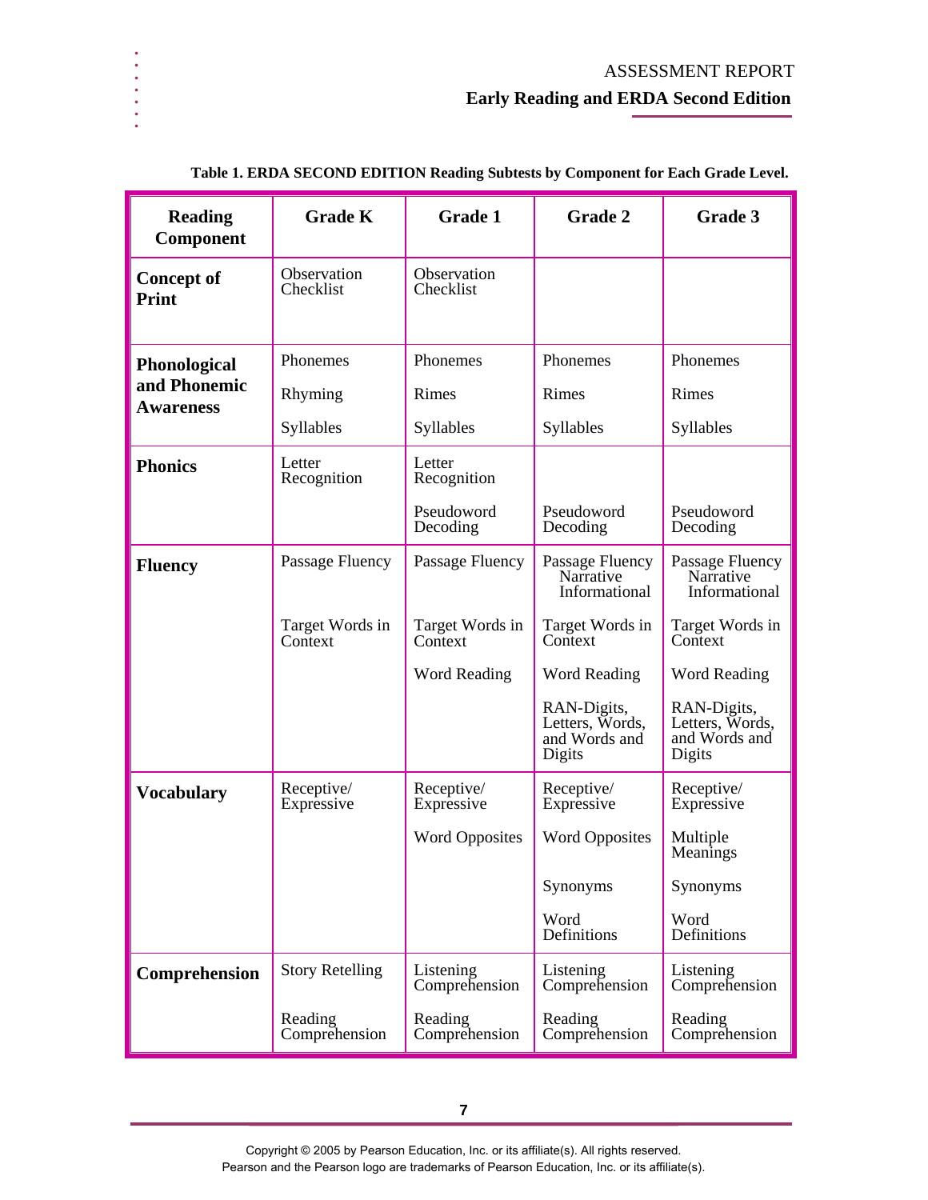**Table 1. ERDA SECOND EDITION Reading Subtests by Component for Each Grade Level.**

| Reading Component | Grade K | Grade 1 | Grade 2 | Grade 3 |
|---|---|---|---|---|
| **Concept of Print** | Observation Checklist | Observation Checklist | | |
| **Phonological and Phonemic Awareness** | Phonemes<br>Rhyming<br>Syllables | Phonemes<br>Rimes<br>Syllables | Phonemes<br>Rimes<br>Syllables | Phonemes<br>Rimes<br>Syllables |
| **Phonics** | Letter Recognition | Letter Recognition<br>Pseudoword Decoding | Pseudoword Decoding | Pseudoword Decoding |
| **Fluency** | Passage Fluency<br>Target Words in Context | Passage Fluency<br>Target Words in Context<br>Word Reading | Passage Fluency Narrative Informational<br>Target Words in Context<br>Word Reading<br>RAN-Digits, Letters, Words, and Words and Digits | Passage Fluency Narrative Informational<br>Target Words in Context<br>Word Reading<br>RAN-Digits, Letters, Words, and Words and Digits |
| **Vocabulary** | Receptive/ Expressive | Receptive/ Expressive<br>Word Opposites | Receptive/ Expressive<br>Word Opposites<br>Synonyms<br>Word Definitions | Receptive/ Expressive<br>Multiple Meanings<br>Synonyms<br>Word Definitions |
| **Comprehension** | Story Retelling<br>Reading Comprehension | Listening Comprehension<br>Reading Comprehension | Listening Comprehension<br>Reading Comprehension | Listening Comprehension<br>Reading Comprehension |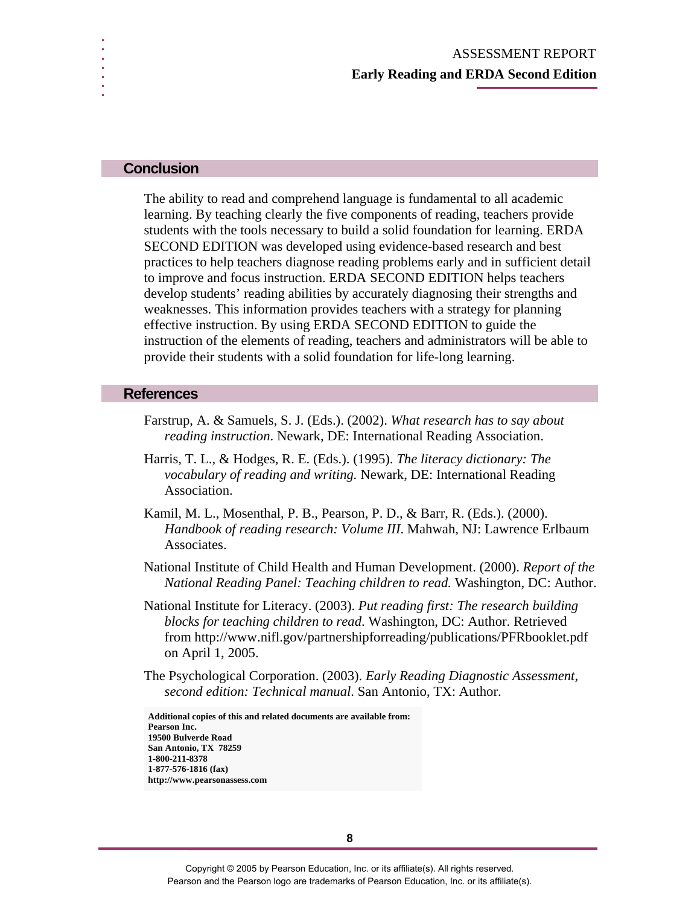## Conclusion

The ability to read and comprehend language is fundamental to all academic learning. By teaching clearly the five components of reading, teachers provide students with the tools necessary to build a solid foundation for learning. ERDA SECOND EDITION was developed using evidence-based research and best practices to help teachers diagnose reading problems early and in sufficient detail to improve and focus instruction. ERDA SECOND EDITION helps teachers develop students' reading abilities by accurately diagnosing their strengths and weaknesses. This information provides teachers with a strategy for planning effective instruction. By using ERDA SECOND EDITION to guide the instruction of the elements of reading, teachers and administrators will be able to provide their students with a solid foundation for life-long learning.

## References

Farstrup, A. & Samuels, S. J. (Eds.). (2002). *What research has to say about reading instruction*. Newark, DE: International Reading Association.

Harris, T. L., & Hodges, R. E. (Eds.). (1995). *The literacy dictionary: The vocabulary of reading and writing.* Newark, DE: International Reading Association.

Kamil, M. L., Mosenthal, P. B., Pearson, P. D., & Barr, R. (Eds.). (2000). *Handbook of reading research: Volume III*. Mahwah, NJ: Lawrence Erlbaum Associates.

National Institute of Child Health and Human Development. (2000). *Report of the National Reading Panel: Teaching children to read.* Washington, DC: Author.

National Institute for Literacy. (2003). *Put reading first: The research building blocks for teaching children to read*. Washington, DC: Author. Retrieved from http://www.nifl.gov/partnershipforreading/publications/PFRbooklet.pdf on April 1, 2005.

The Psychological Corporation. (2003). *Early Reading Diagnostic Assessment, second edition: Technical manual*. San Antonio, TX: Author.

**Additional copies of this and related documents are available from:**
**Pearson Inc.**
**19500 Bulverde Road**
**San Antonio, TX 78259**
**1-800-211-8378**
**1-877-576-1816 (fax)**
**http://www.pearsonassess.com**

Copyright © 2005 by Pearson Education, Inc. or its affiliate(s). All rights reserved.
Pearson and the Pearson logo are trademarks of Pearson Education, Inc. or its affiliate(s).